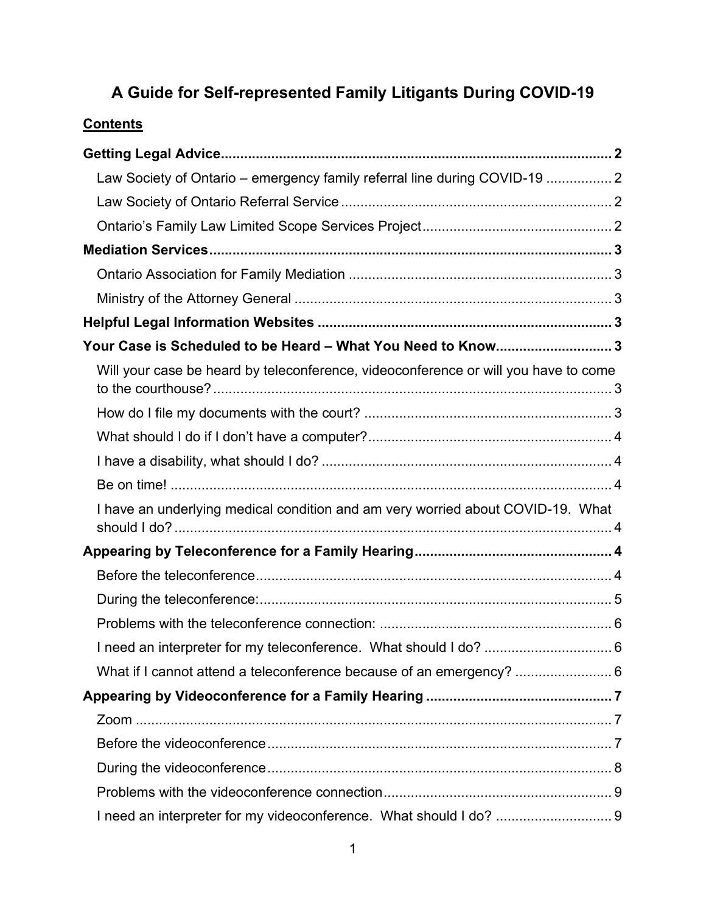# A Guide for Self-represented Family Litigants During COVID-19

## **Contents**

**Getting Legal Advice** .......... 2

- Law Society of Ontario – emergency family referral line during COVID-19 .......... 2
- Law Society of Ontario Referral Service .......... 2
- Ontario's Family Law Limited Scope Services Project .......... 2

**Mediation Services** .......... 3

- Ontario Association for Family Mediation .......... 3
- Ministry of the Attorney General .......... 3

**Helpful Legal Information Websites** .......... 3

**Your Case is Scheduled to be Heard – What You Need to Know** .......... 3

- Will your case be heard by teleconference, videoconference or will you have to come to the courthouse? .......... 3
- How do I file my documents with the court? .......... 3
- What should I do if I don't have a computer? .......... 4
- I have a disability, what should I do? .......... 4
- Be on time! .......... 4
- I have an underlying medical condition and am very worried about COVID-19. What should I do? .......... 4

**Appearing by Teleconference for a Family Hearing** .......... 4

- Before the teleconference .......... 4
- During the teleconference: .......... 5
- Problems with the teleconference connection: .......... 6
- I need an interpreter for my teleconference. What should I do? .......... 6
- What if I cannot attend a teleconference because of an emergency? .......... 6

**Appearing by Videoconference for a Family Hearing** .......... 7

- Zoom .......... 7
- Before the videoconference .......... 7
- During the videoconference .......... 8
- Problems with the videoconference connection .......... 9
- I need an interpreter for my videoconference. What should I do? .......... 9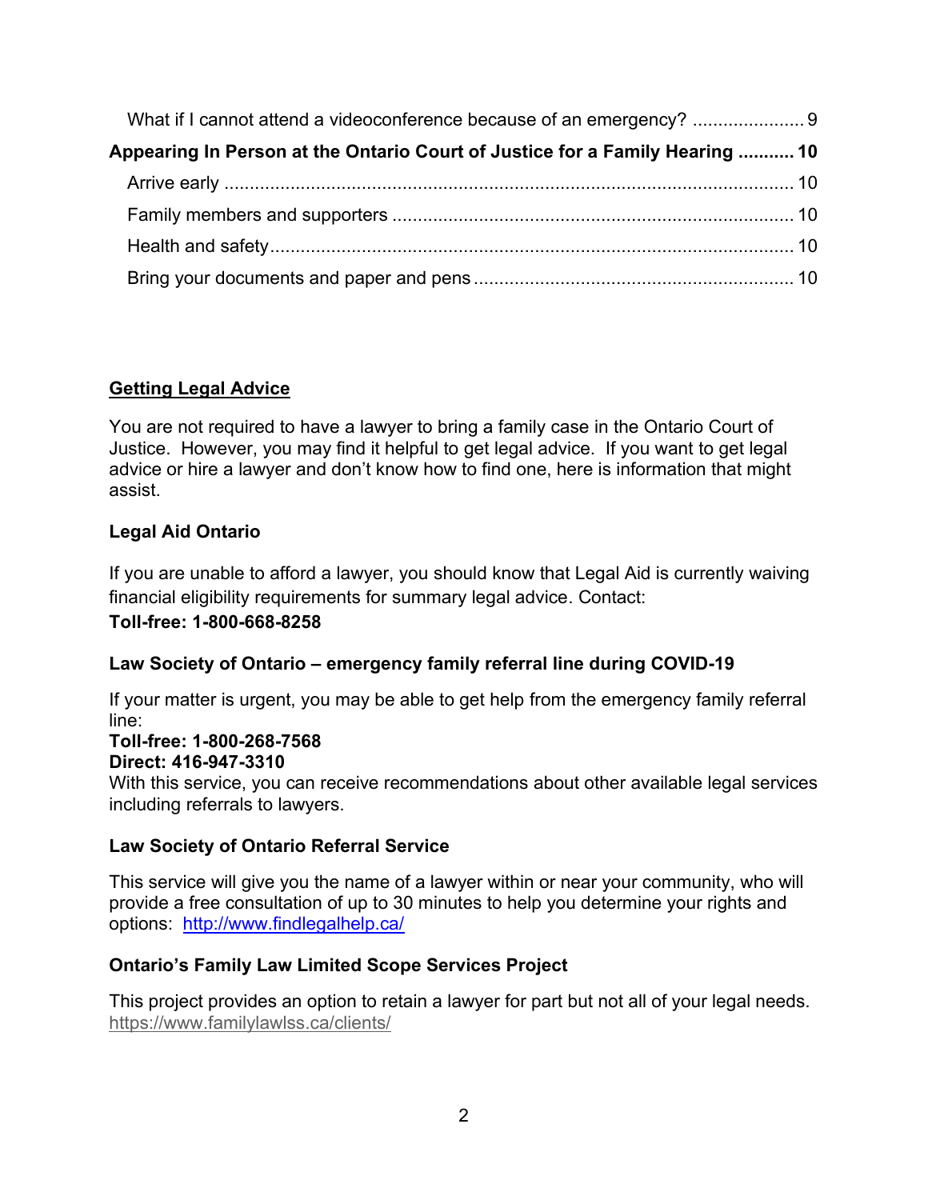What if I cannot attend a videoconference because of an emergency? ..................... 9

**Appearing In Person at the Ontario Court of Justice for a Family Hearing ........... 10**

Arrive early ............................................................................................................. 10

Family members and supporters ............................................................................ 10

Health and safety..................................................................................................... 10

Bring your documents and paper and pens ............................................................. 10

## Getting Legal Advice

You are not required to have a lawyer to bring a family case in the Ontario Court of Justice. However, you may find it helpful to get legal advice. If you want to get legal advice or hire a lawyer and don't know how to find one, here is information that might assist.

### Legal Aid Ontario

If you are unable to afford a lawyer, you should know that Legal Aid is currently waiving financial eligibility requirements for summary legal advice. Contact:
**Toll-free: 1-800-668-8258**

### Law Society of Ontario – emergency family referral line during COVID-19

If your matter is urgent, you may be able to get help from the emergency family referral line:
**Toll-free: 1-800-268-7568**
**Direct: 416-947-3310**
With this service, you can receive recommendations about other available legal services including referrals to lawyers.

### Law Society of Ontario Referral Service

This service will give you the name of a lawyer within or near your community, who will provide a free consultation of up to 30 minutes to help you determine your rights and options: http://www.findlegalhelp.ca/

### Ontario's Family Law Limited Scope Services Project

This project provides an option to retain a lawyer for part but not all of your legal needs. https://www.familylawlss.ca/clients/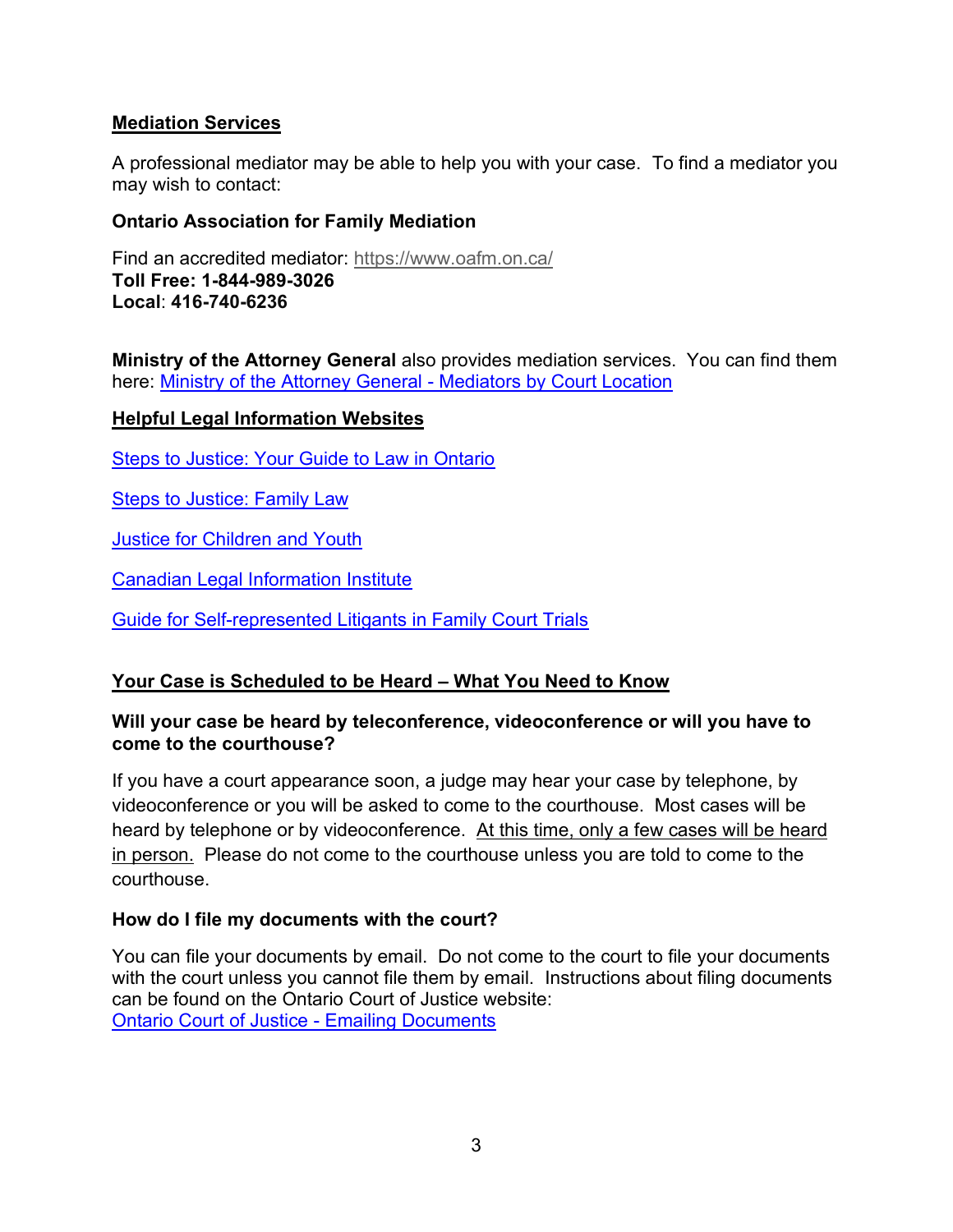## Mediation Services

A professional mediator may be able to help you with your case. To find a mediator you may wish to contact:

**Ontario Association for Family Mediation**

Find an accredited mediator: https://www.oafm.on.ca/
**Toll Free: 1-844-989-3026**
**Local**: **416-740-6236**

**Ministry of the Attorney General** also provides mediation services. You can find them here: Ministry of the Attorney General - Mediators by Court Location

## Helpful Legal Information Websites

Steps to Justice: Your Guide to Law in Ontario

Steps to Justice: Family Law

Justice for Children and Youth

Canadian Legal Information Institute

Guide for Self-represented Litigants in Family Court Trials

## Your Case is Scheduled to be Heard – What You Need to Know

### Will your case be heard by teleconference, videoconference or will you have to come to the courthouse?

If you have a court appearance soon, a judge may hear your case by telephone, by videoconference or you will be asked to come to the courthouse. Most cases will be heard by telephone or by videoconference. At this time, only a few cases will be heard in person. Please do not come to the courthouse unless you are told to come to the courthouse.

### How do I file my documents with the court?

You can file your documents by email. Do not come to the court to file your documents with the court unless you cannot file them by email. Instructions about filing documents can be found on the Ontario Court of Justice website:
Ontario Court of Justice - Emailing Documents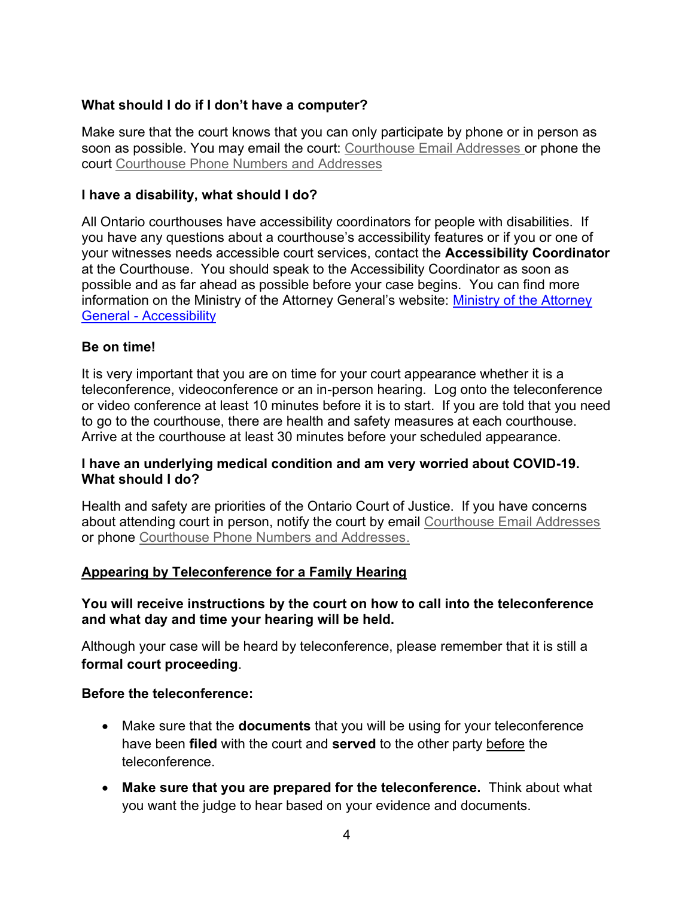### What should I do if I don't have a computer?

Make sure that the court knows that you can only participate by phone or in person as soon as possible. You may email the court: Courthouse Email Addresses or phone the court Courthouse Phone Numbers and Addresses

### I have a disability, what should I do?

All Ontario courthouses have accessibility coordinators for people with disabilities. If you have any questions about a courthouse's accessibility features or if you or one of your witnesses needs accessible court services, contact the **Accessibility Coordinator** at the Courthouse. You should speak to the Accessibility Coordinator as soon as possible and as far ahead as possible before your case begins. You can find more information on the Ministry of the Attorney General's website: Ministry of the Attorney General - Accessibility

### Be on time!

It is very important that you are on time for your court appearance whether it is a teleconference, videoconference or an in-person hearing. Log onto the teleconference or video conference at least 10 minutes before it is to start. If you are told that you need to go to the courthouse, there are health and safety measures at each courthouse. Arrive at the courthouse at least 30 minutes before your scheduled appearance.

### I have an underlying medical condition and am very worried about COVID-19. What should I do?

Health and safety are priorities of the Ontario Court of Justice. If you have concerns about attending court in person, notify the court by email Courthouse Email Addresses or phone Courthouse Phone Numbers and Addresses.

## Appearing by Teleconference for a Family Hearing

**You will receive instructions by the court on how to call into the teleconference and what day and time your hearing will be held.**

Although your case will be heard by teleconference, please remember that it is still a **formal court proceeding**.

**Before the teleconference:**

- Make sure that the **documents** that you will be using for your teleconference have been **filed** with the court and **served** to the other party before the teleconference.
- **Make sure that you are prepared for the teleconference.** Think about what you want the judge to hear based on your evidence and documents.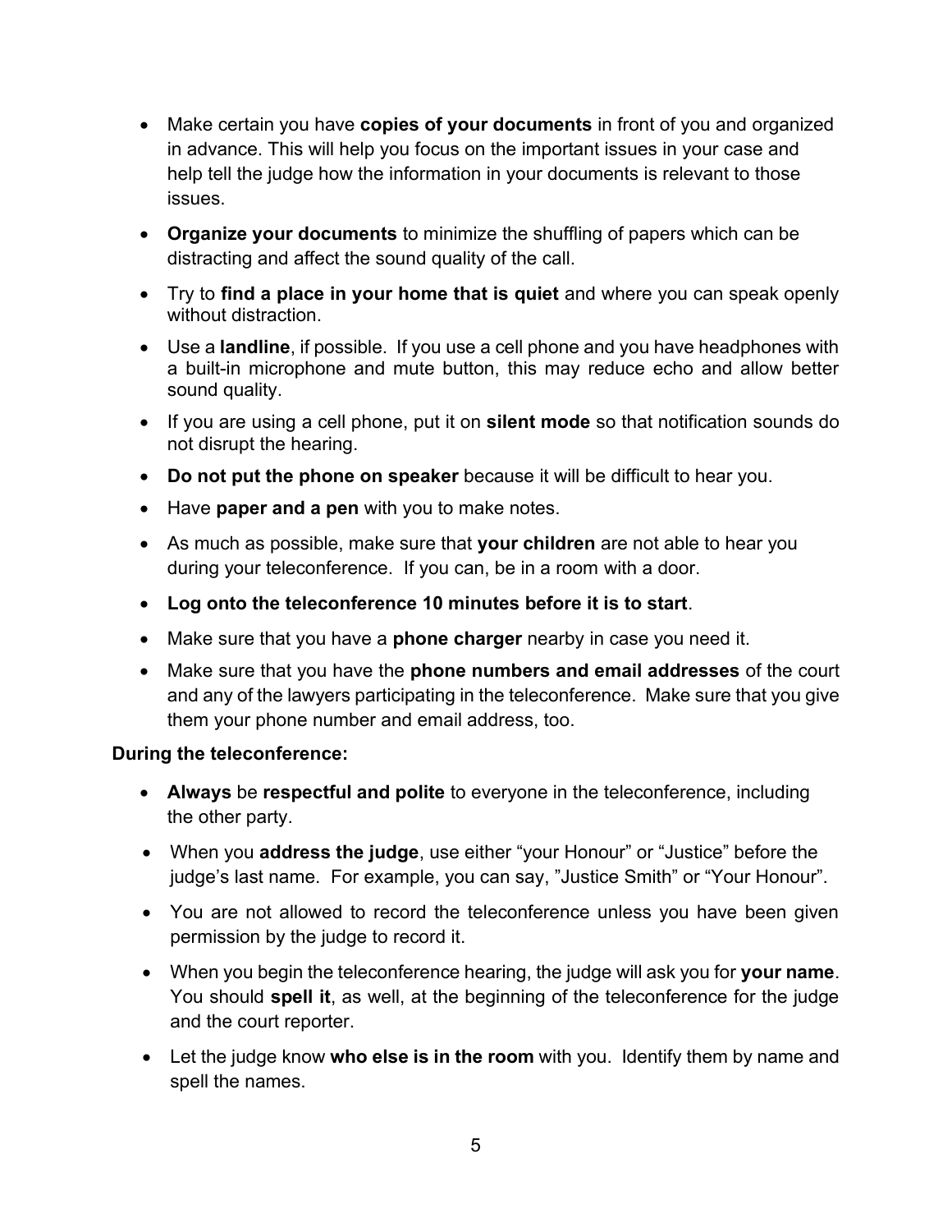- Make certain you have **copies of your documents** in front of you and organized in advance. This will help you focus on the important issues in your case and help tell the judge how the information in your documents is relevant to those issues.
- **Organize your documents** to minimize the shuffling of papers which can be distracting and affect the sound quality of the call.
- Try to **find a place in your home that is quiet** and where you can speak openly without distraction.
- Use a **landline**, if possible. If you use a cell phone and you have headphones with a built-in microphone and mute button, this may reduce echo and allow better sound quality.
- If you are using a cell phone, put it on **silent mode** so that notification sounds do not disrupt the hearing.
- **Do not put the phone on speaker** because it will be difficult to hear you.
- Have **paper and a pen** with you to make notes.
- As much as possible, make sure that **your children** are not able to hear you during your teleconference. If you can, be in a room with a door.
- **Log onto the teleconference 10 minutes before it is to start**.
- Make sure that you have a **phone charger** nearby in case you need it.
- Make sure that you have the **phone numbers and email addresses** of the court and any of the lawyers participating in the teleconference. Make sure that you give them your phone number and email address, too.

**During the teleconference:**

- **Always** be **respectful and polite** to everyone in the teleconference, including the other party.
- When you **address the judge**, use either "your Honour" or "Justice" before the judge's last name. For example, you can say, "Justice Smith" or "Your Honour".
- You are not allowed to record the teleconference unless you have been given permission by the judge to record it.
- When you begin the teleconference hearing, the judge will ask you for **your name**. You should **spell it**, as well, at the beginning of the teleconference for the judge and the court reporter.
- Let the judge know **who else is in the room** with you. Identify them by name and spell the names.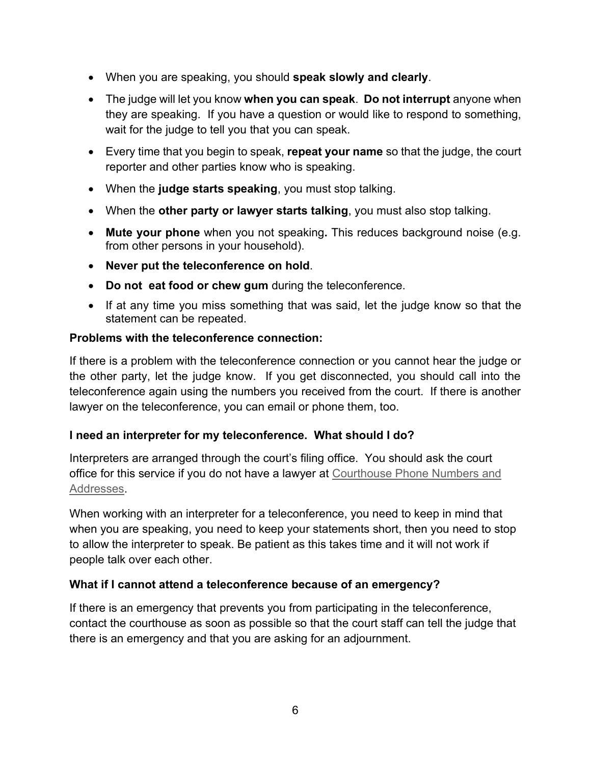- When you are speaking, you should **speak slowly and clearly**.
- The judge will let you know **when you can speak**. **Do not interrupt** anyone when they are speaking. If you have a question or would like to respond to something, wait for the judge to tell you that you can speak.
- Every time that you begin to speak, **repeat your name** so that the judge, the court reporter and other parties know who is speaking.
- When the **judge starts speaking**, you must stop talking.
- When the **other party or lawyer starts talking**, you must also stop talking.
- **Mute your phone** when you not speaking**.** This reduces background noise (e.g. from other persons in your household).
- **Never put the teleconference on hold**.
- **Do not eat food or chew gum** during the teleconference.
- If at any time you miss something that was said, let the judge know so that the statement can be repeated.

**Problems with the teleconference connection:**

If there is a problem with the teleconference connection or you cannot hear the judge or the other party, let the judge know. If you get disconnected, you should call into the teleconference again using the numbers you received from the court. If there is another lawyer on the teleconference, you can email or phone them, too.

**I need an interpreter for my teleconference. What should I do?**

Interpreters are arranged through the court's filing office. You should ask the court office for this service if you do not have a lawyer at Courthouse Phone Numbers and Addresses.

When working with an interpreter for a teleconference, you need to keep in mind that when you are speaking, you need to keep your statements short, then you need to stop to allow the interpreter to speak. Be patient as this takes time and it will not work if people talk over each other.

**What if I cannot attend a teleconference because of an emergency?**

If there is an emergency that prevents you from participating in the teleconference, contact the courthouse as soon as possible so that the court staff can tell the judge that there is an emergency and that you are asking for an adjournment.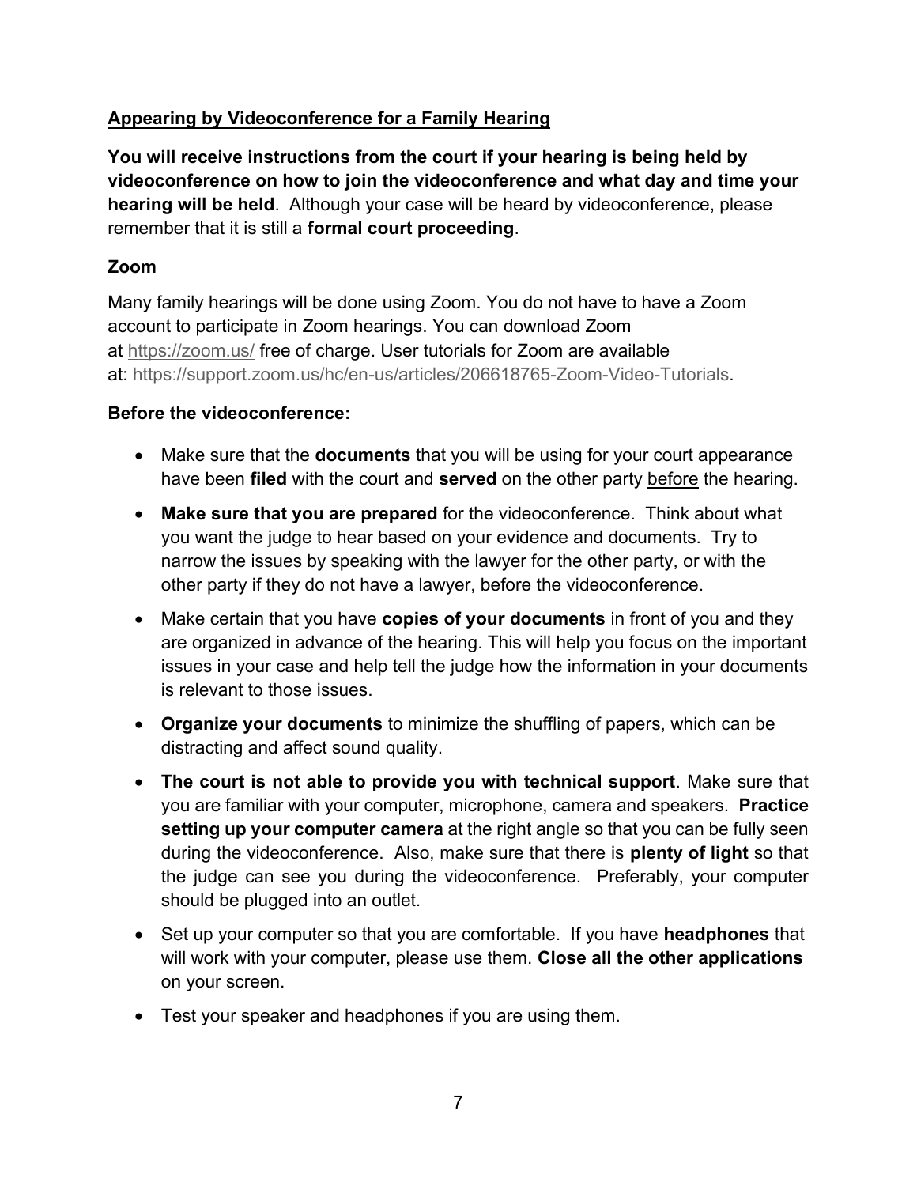## Appearing by Videoconference for a Family Hearing

**You will receive instructions from the court if your hearing is being held by videoconference on how to join the videoconference and what day and time your hearing will be held**. Although your case will be heard by videoconference, please remember that it is still a **formal court proceeding**.

### Zoom

Many family hearings will be done using Zoom. You do not have to have a Zoom account to participate in Zoom hearings. You can download Zoom at https://zoom.us/ free of charge. User tutorials for Zoom are available at: https://support.zoom.us/hc/en-us/articles/206618765-Zoom-Video-Tutorials.

### Before the videoconference:

- Make sure that the **documents** that you will be using for your court appearance have been **filed** with the court and **served** on the other party before the hearing.
- **Make sure that you are prepared** for the videoconference. Think about what you want the judge to hear based on your evidence and documents. Try to narrow the issues by speaking with the lawyer for the other party, or with the other party if they do not have a lawyer, before the videoconference.
- Make certain that you have **copies of your documents** in front of you and they are organized in advance of the hearing. This will help you focus on the important issues in your case and help tell the judge how the information in your documents is relevant to those issues.
- **Organize your documents** to minimize the shuffling of papers, which can be distracting and affect sound quality.
- **The court is not able to provide you with technical support**. Make sure that you are familiar with your computer, microphone, camera and speakers. **Practice setting up your computer camera** at the right angle so that you can be fully seen during the videoconference. Also, make sure that there is **plenty of light** so that the judge can see you during the videoconference. Preferably, your computer should be plugged into an outlet.
- Set up your computer so that you are comfortable. If you have **headphones** that will work with your computer, please use them. **Close all the other applications** on your screen.
- Test your speaker and headphones if you are using them.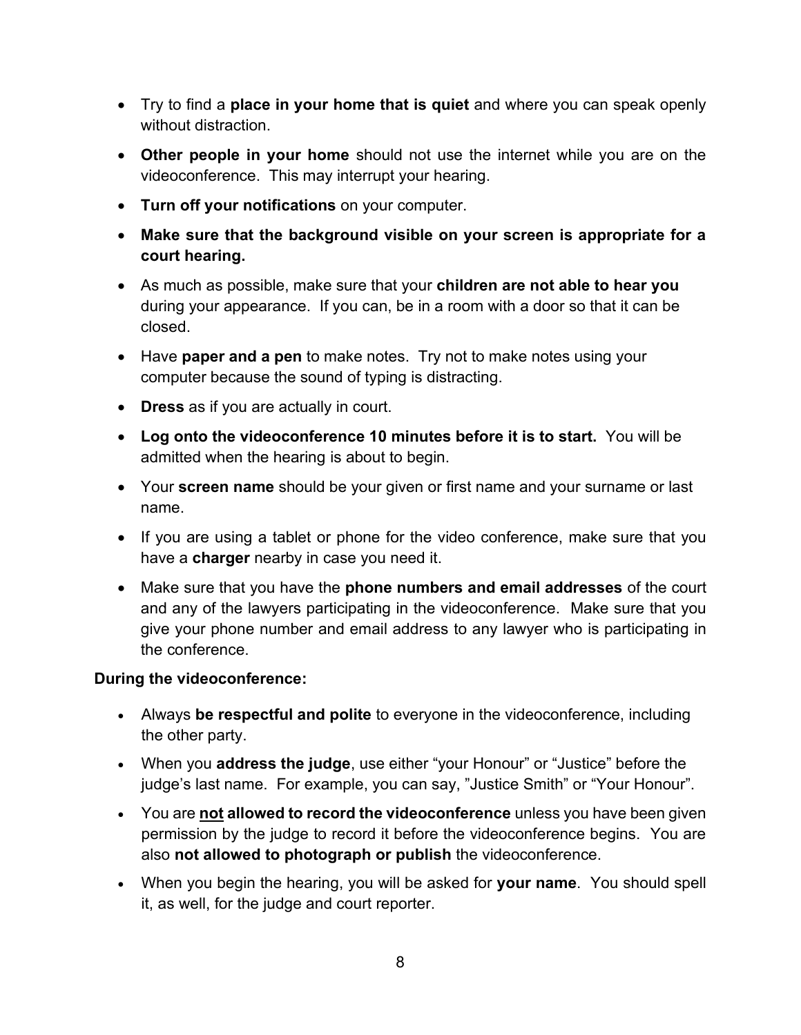- Try to find a **place in your home that is quiet** and where you can speak openly without distraction.
- **Other people in your home** should not use the internet while you are on the videoconference. This may interrupt your hearing.
- **Turn off your notifications** on your computer.
- **Make sure that the background visible on your screen is appropriate for a court hearing.**
- As much as possible, make sure that your **children are not able to hear you** during your appearance. If you can, be in a room with a door so that it can be closed.
- Have **paper and a pen** to make notes. Try not to make notes using your computer because the sound of typing is distracting.
- **Dress** as if you are actually in court.
- **Log onto the videoconference 10 minutes before it is to start.** You will be admitted when the hearing is about to begin.
- Your **screen name** should be your given or first name and your surname or last name.
- If you are using a tablet or phone for the video conference, make sure that you have a **charger** nearby in case you need it.
- Make sure that you have the **phone numbers and email addresses** of the court and any of the lawyers participating in the videoconference. Make sure that you give your phone number and email address to any lawyer who is participating in the conference.

**During the videoconference:**

- Always **be respectful and polite** to everyone in the videoconference, including the other party.
- When you **address the judge**, use either “your Honour” or “Justice” before the judge’s last name. For example, you can say, ”Justice Smith” or “Your Honour”.
- You are <u>**not**</u> **allowed to record the videoconference** unless you have been given permission by the judge to record it before the videoconference begins. You are also **not allowed to photograph or publish** the videoconference.
- When you begin the hearing, you will be asked for **your name**. You should spell it, as well, for the judge and court reporter.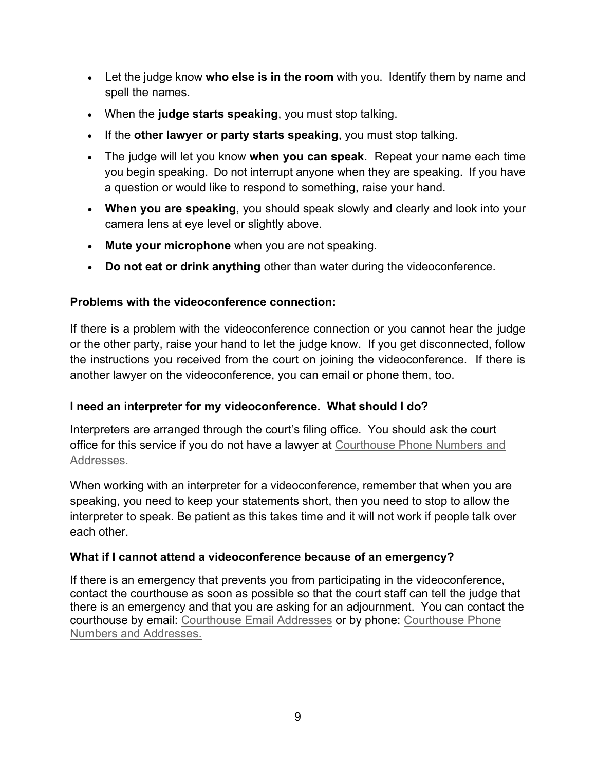- Let the judge know **who else is in the room** with you. Identify them by name and spell the names.
- When the **judge starts speaking**, you must stop talking.
- If the **other lawyer or party starts speaking**, you must stop talking.
- The judge will let you know **when you can speak**. Repeat your name each time you begin speaking. Do not interrupt anyone when they are speaking. If you have a question or would like to respond to something, raise your hand.
- **When you are speaking**, you should speak slowly and clearly and look into your camera lens at eye level or slightly above.
- **Mute your microphone** when you are not speaking.
- **Do not eat or drink anything** other than water during the videoconference.

**Problems with the videoconference connection:**

If there is a problem with the videoconference connection or you cannot hear the judge or the other party, raise your hand to let the judge know. If you get disconnected, follow the instructions you received from the court on joining the videoconference. If there is another lawyer on the videoconference, you can email or phone them, too.

**I need an interpreter for my videoconference. What should I do?**

Interpreters are arranged through the court's filing office. You should ask the court office for this service if you do not have a lawyer at Courthouse Phone Numbers and Addresses.

When working with an interpreter for a videoconference, remember that when you are speaking, you need to keep your statements short, then you need to stop to allow the interpreter to speak. Be patient as this takes time and it will not work if people talk over each other.

**What if I cannot attend a videoconference because of an emergency?**

If there is an emergency that prevents you from participating in the videoconference, contact the courthouse as soon as possible so that the court staff can tell the judge that there is an emergency and that you are asking for an adjournment. You can contact the courthouse by email: Courthouse Email Addresses or by phone: Courthouse Phone Numbers and Addresses.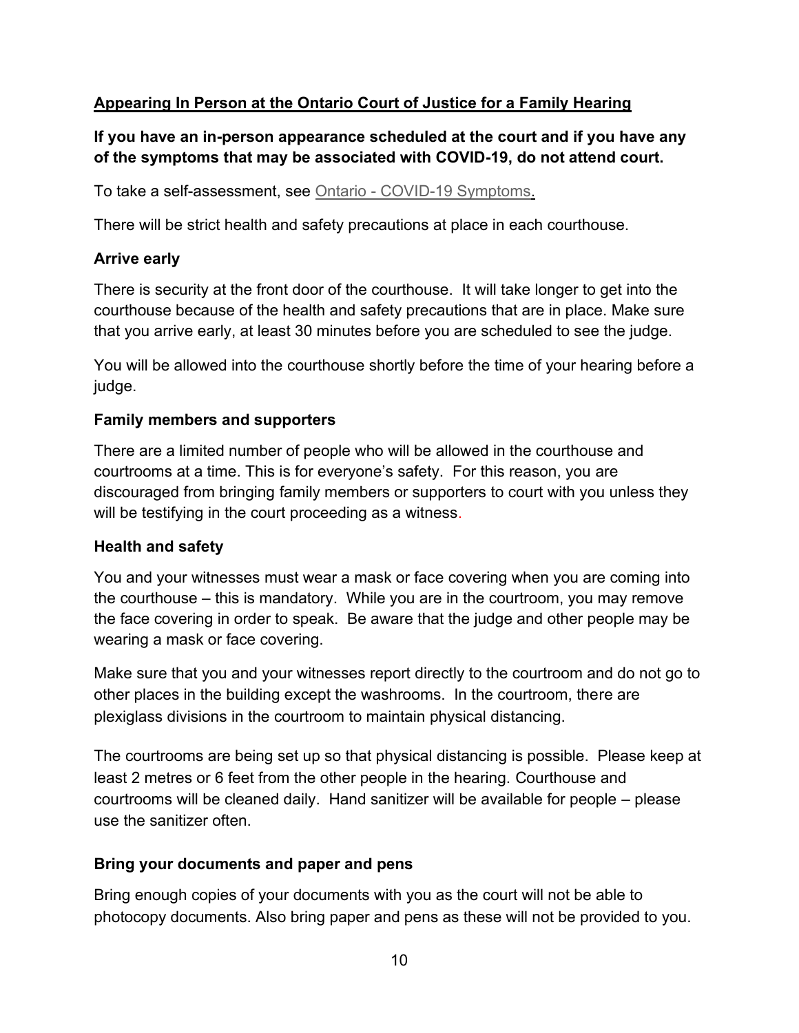## Appearing In Person at the Ontario Court of Justice for a Family Hearing

**If you have an in-person appearance scheduled at the court and if you have any of the symptoms that may be associated with COVID-19, do not attend court.**

To take a self-assessment, see [Ontario - COVID-19 Symptoms](Ontario - COVID-19 Symptoms).

There will be strict health and safety precautions at place in each courthouse.

### Arrive early

There is security at the front door of the courthouse. It will take longer to get into the courthouse because of the health and safety precautions that are in place. Make sure that you arrive early, at least 30 minutes before you are scheduled to see the judge.

You will be allowed into the courthouse shortly before the time of your hearing before a judge.

### Family members and supporters

There are a limited number of people who will be allowed in the courthouse and courtrooms at a time. This is for everyone's safety. For this reason, you are discouraged from bringing family members or supporters to court with you unless they will be testifying in the court proceeding as a witness.

### Health and safety

You and your witnesses must wear a mask or face covering when you are coming into the courthouse – this is mandatory. While you are in the courtroom, you may remove the face covering in order to speak. Be aware that the judge and other people may be wearing a mask or face covering.

Make sure that you and your witnesses report directly to the courtroom and do not go to other places in the building except the washrooms. In the courtroom, there are plexiglass divisions in the courtroom to maintain physical distancing.

The courtrooms are being set up so that physical distancing is possible. Please keep at least 2 metres or 6 feet from the other people in the hearing. Courthouse and courtrooms will be cleaned daily. Hand sanitizer will be available for people – please use the sanitizer often.

### Bring your documents and paper and pens

Bring enough copies of your documents with you as the court will not be able to photocopy documents. Also bring paper and pens as these will not be provided to you.